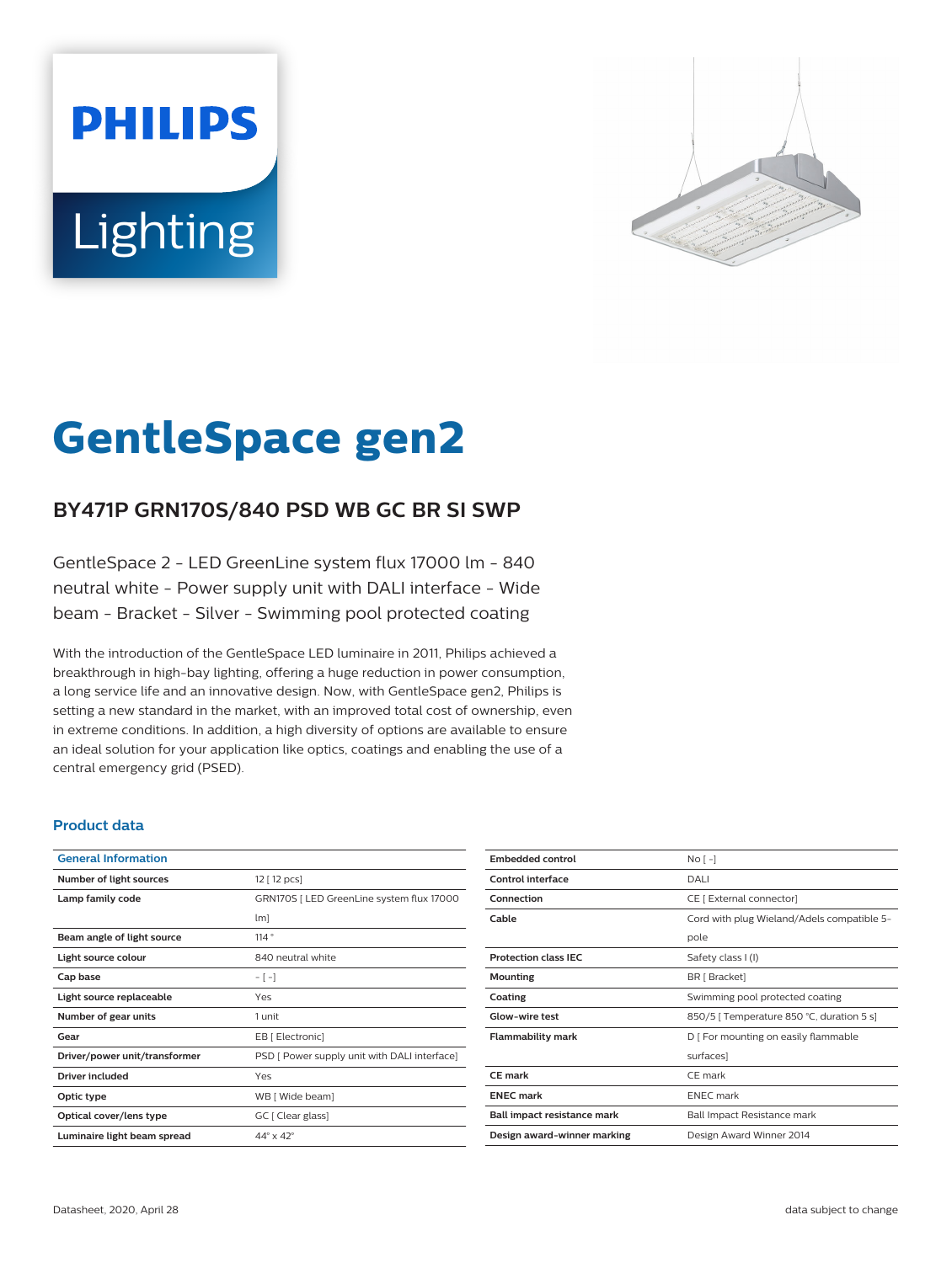PHILIPS

Lighting

# GentleSpace gen2

## BY471P GRN170S/840 PSD WB GC BR SI SWP

GentleSpace 2 - LED GreenLine system flux 17000 lm - 840 neutral white - Power supply unit with DALI interface - Wide beam - Bracket - Silver - Swimming pool protected coating

With the introduction of the GentleSpace LED luminaire in 2011, Philips achieved a breakthrough in high-bay lighting, offering a huge reduction in power consumption, a long service life and an innovative design. Now, with GentleSpace gen2, Philips is setting a new standard in the market, with an improved total cost of ownership, even in extreme conditions. In addition, a high diversity of options are available to ensure an ideal solution for your application like optics, coatings and enabling the use of a central emergency grid (PSED).

### Product data

| General Information | |
|---|---|
| Number of light sources | 12 [ 12 pcs] |
| Lamp family code | GRN170S [ LED GreenLine system flux 17000 lm] |
| Beam angle of light source | 114 ° |
| Light source colour | 840 neutral white |
| Cap base | - [ -] |
| Light source replaceable | Yes |
| Number of gear units | 1 unit |
| Gear | EB [ Electronic] |
| Driver/power unit/transformer | PSD [ Power supply unit with DALI interface] |
| Driver included | Yes |
| Optic type | WB [ Wide beam] |
| Optical cover/lens type | GC [ Clear glass] |
| Luminaire light beam spread | 44° x 42° |

| | |
|---|---|
| Embedded control | No [ -] |
| Control interface | DALI |
| Connection | CE [ External connector] |
| Cable | Cord with plug Wieland/Adels compatible 5-pole |
| Protection class IEC | Safety class I (I) |
| Mounting | BR [ Bracket] |
| Coating | Swimming pool protected coating |
| Glow-wire test | 850/5 [ Temperature 850 °C, duration 5 s] |
| Flammability mark | D [ For mounting on easily flammable surfaces] |
| CE mark | CE mark |
| ENEC mark | ENEC mark |
| Ball impact resistance mark | Ball Impact Resistance mark |
| Design award-winner marking | Design Award Winner 2014 |

Datasheet, 2020, April 28 data subject to change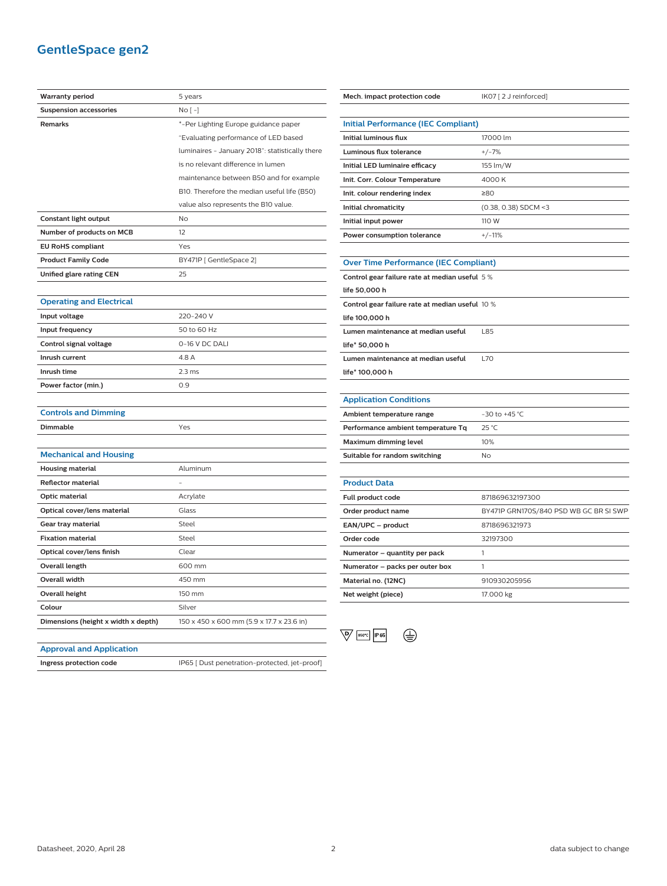# GentleSpace gen2

| | |
|---|---|
| **Warranty period** | 5 years |
| **Suspension accessories** | No [ - ] |
| **Remarks** | *-Per Lighting Europe guidance paper "Evaluating performance of LED based luminaires - January 2018": statistically there is no relevant difference in lumen maintenance between B50 and for example B10. Therefore the median useful life (B50) value also represents the B10 value. |
| **Constant light output** | No |
| **Number of products on MCB** | 12 |
| **EU RoHS compliant** | Yes |
| **Product Family Code** | BY471P [ GentleSpace 2] |
| **Unified glare rating CEN** | 25 |

## Operating and Electrical

| | |
|---|---|
| **Input voltage** | 220-240 V |
| **Input frequency** | 50 to 60 Hz |
| **Control signal voltage** | 0-16 V DC DALI |
| **Inrush current** | 4.8 A |
| **Inrush time** | 2.3 ms |
| **Power factor (min.)** | 0.9 |

## Controls and Dimming

| | |
|---|---|
| **Dimmable** | Yes |

## Mechanical and Housing

| | |
|---|---|
| **Housing material** | Aluminum |
| **Reflector material** | - |
| **Optic material** | Acrylate |
| **Optical cover/lens material** | Glass |
| **Gear tray material** | Steel |
| **Fixation material** | Steel |
| **Optical cover/lens finish** | Clear |
| **Overall length** | 600 mm |
| **Overall width** | 450 mm |
| **Overall height** | 150 mm |
| **Colour** | Silver |
| **Dimensions (height x width x depth)** | 150 x 450 x 600 mm (5.9 x 17.7 x 23.6 in) |

## Approval and Application

| | |
|---|---|
| **Ingress protection code** | IP65 [ Dust penetration-protected, jet-proof] |
| **Mech. impact protection code** | IK07 [ 2 J reinforced] |

## Initial Performance (IEC Compliant)

| | |
|---|---|
| **Initial luminous flux** | 17000 lm |
| **Luminous flux tolerance** | +/-7% |
| **Initial LED luminaire efficacy** | 155 lm/W |
| **Init. Corr. Colour Temperature** | 4000 K |
| **Init. colour rendering index** | ≥80 |
| **Initial chromaticity** | (0.38, 0.38) SDCM <3 |
| **Initial input power** | 110 W |
| **Power consumption tolerance** | +/-11% |

## Over Time Performance (IEC Compliant)

| | |
|---|---|
| **Control gear failure rate at median useful life 50,000 h** | 5 % |
| **Control gear failure rate at median useful life 100,000 h** | 10 % |
| **Lumen maintenance at median useful life* 50,000 h** | L85 |
| **Lumen maintenance at median useful life* 100,000 h** | L70 |

## Application Conditions

| | |
|---|---|
| **Ambient temperature range** | -30 to +45 °C |
| **Performance ambient temperature Tq** | 25 °C |
| **Maximum dimming level** | 10% |
| **Suitable for random switching** | No |

## Product Data

| | |
|---|---|
| **Full product code** | 871869632197300 |
| **Order product name** | BY471P GRN170S/840 PSD WB GC BR SI SWP |
| **EAN/UPC – product** | 8718696321973 |
| **Order code** | 32197300 |
| **Numerator – quantity per pack** | 1 |
| **Numerator – packs per outer box** | 1 |
| **Material no. (12NC)** | 910930205956 |
| **Net weight (piece)** | 17.000 kg |

D 850°C IP65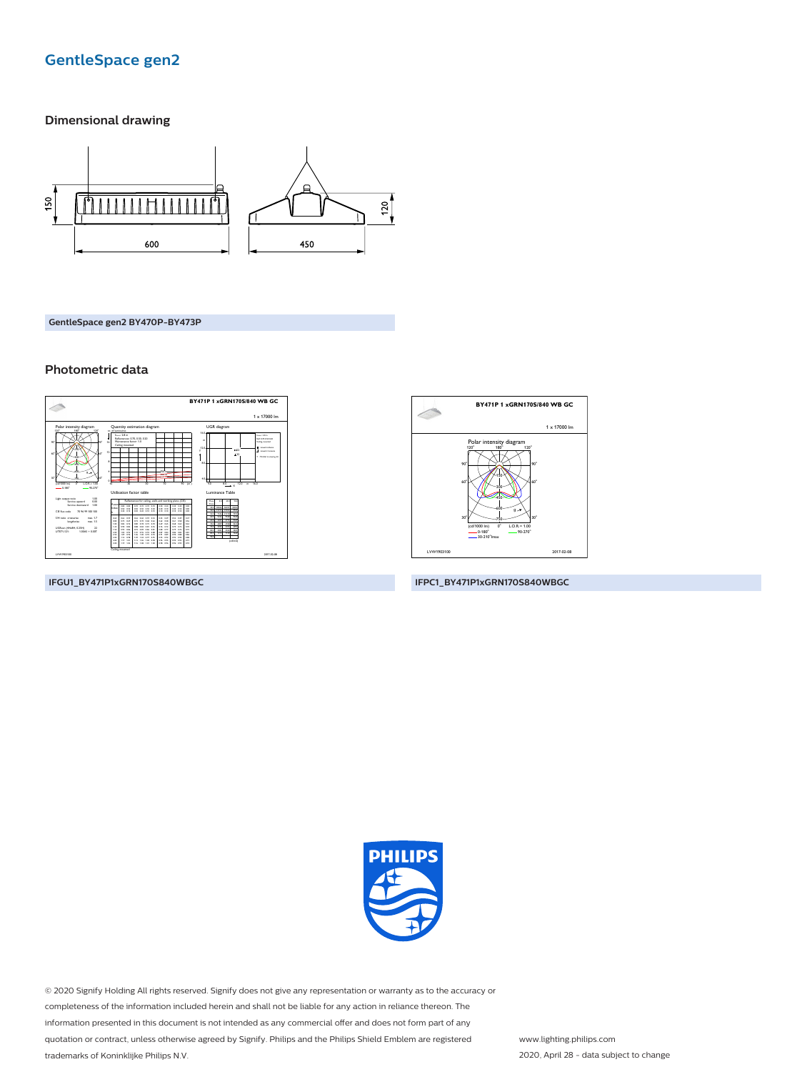# GentleSpace gen2

## Dimensional drawing

150

600

450

120

GentleSpace gen2 BY470P-BY473P

## Photometric data

BY471P 1 xGRN170S/840 WB GC

1 x 17000 lm

IFGU1_BY471P1xGRN170S840WBGC

BY471P 1 xGRN170S/840 WB GC

1 x 17000 lm

Polar intensity diagram

120° 180° 120°

90° 90°

60° 60°

30° 30°

150

300

450

600

750

g →γ

(cd/1000 lm) 0° L.O.R.= 1.00

0-180° 90-270°

30-210°Imax

LVW1903100 2017-02-08

IFPC1_BY471P1xGRN170S840WBGC

© 2020 Signify Holding All rights reserved. Signify does not give any representation or warranty as to the accuracy or completeness of the information included herein and shall not be liable for any action in reliance thereon. The information presented in this document is not intended as any commercial offer and does not form part of any quotation or contract, unless otherwise agreed by Signify. Philips and the Philips Shield Emblem are registered trademarks of Koninklijke Philips N.V.

www.lighting.philips.com

2020, April 28 - data subject to change